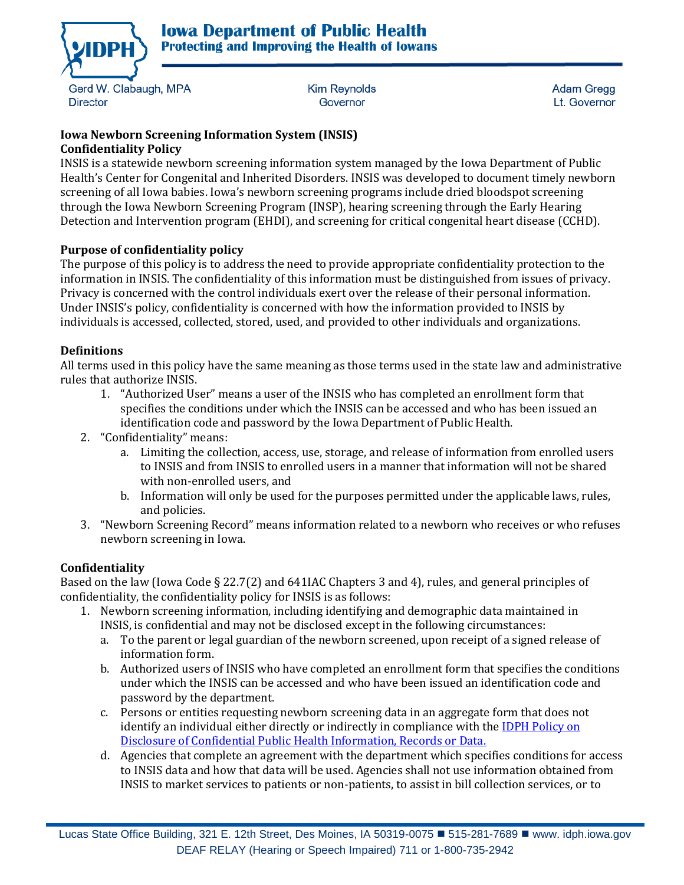Iowa Department of Public Health
Protecting and Improving the Health of Iowans

Gerd W. Clabaugh, MPA
Director

Kim Reynolds
Governor

Adam Gregg
Lt. Governor

**Iowa Newborn Screening Information System (INSIS)**
**Confidentiality Policy**

INSIS is a statewide newborn screening information system managed by the Iowa Department of Public Health's Center for Congenital and Inherited Disorders. INSIS was developed to document timely newborn screening of all Iowa babies. Iowa's newborn screening programs include dried bloodspot screening through the Iowa Newborn Screening Program (INSP), hearing screening through the Early Hearing Detection and Intervention program (EHDI), and screening for critical congenital heart disease (CCHD).

**Purpose of confidentiality policy**

The purpose of this policy is to address the need to provide appropriate confidentiality protection to the information in INSIS. The confidentiality of this information must be distinguished from issues of privacy. Privacy is concerned with the control individuals exert over the release of their personal information. Under INSIS's policy, confidentiality is concerned with how the information provided to INSIS by individuals is accessed, collected, stored, used, and provided to other individuals and organizations.

**Definitions**

All terms used in this policy have the same meaning as those terms used in the state law and administrative rules that authorize INSIS.

1. "Authorized User" means a user of the INSIS who has completed an enrollment form that specifies the conditions under which the INSIS can be accessed and who has been issued an identification code and password by the Iowa Department of Public Health.
2. "Confidentiality" means:
   a. Limiting the collection, access, use, storage, and release of information from enrolled users to INSIS and from INSIS to enrolled users in a manner that information will not be shared with non-enrolled users, and
   b. Information will only be used for the purposes permitted under the applicable laws, rules, and policies.
3. "Newborn Screening Record" means information related to a newborn who receives or who refuses newborn screening in Iowa.

**Confidentiality**

Based on the law (Iowa Code § 22.7(2) and 641IAC Chapters 3 and 4), rules, and general principles of confidentiality, the confidentiality policy for INSIS is as follows:

1. Newborn screening information, including identifying and demographic data maintained in INSIS, is confidential and may not be disclosed except in the following circumstances:
   a. To the parent or legal guardian of the newborn screened, upon receipt of a signed release of information form.
   b. Authorized users of INSIS who have completed an enrollment form that specifies the conditions under which the INSIS can be accessed and who have been issued an identification code and password by the department.
   c. Persons or entities requesting newborn screening data in an aggregate form that does not identify an individual either directly or indirectly in compliance with the [IDPH Policy on Disclosure of Confidential Public Health Information, Records or Data.]()
   d. Agencies that complete an agreement with the department which specifies conditions for access to INSIS data and how that data will be used. Agencies shall not use information obtained from INSIS to market services to patients or non-patients, to assist in bill collection services, or to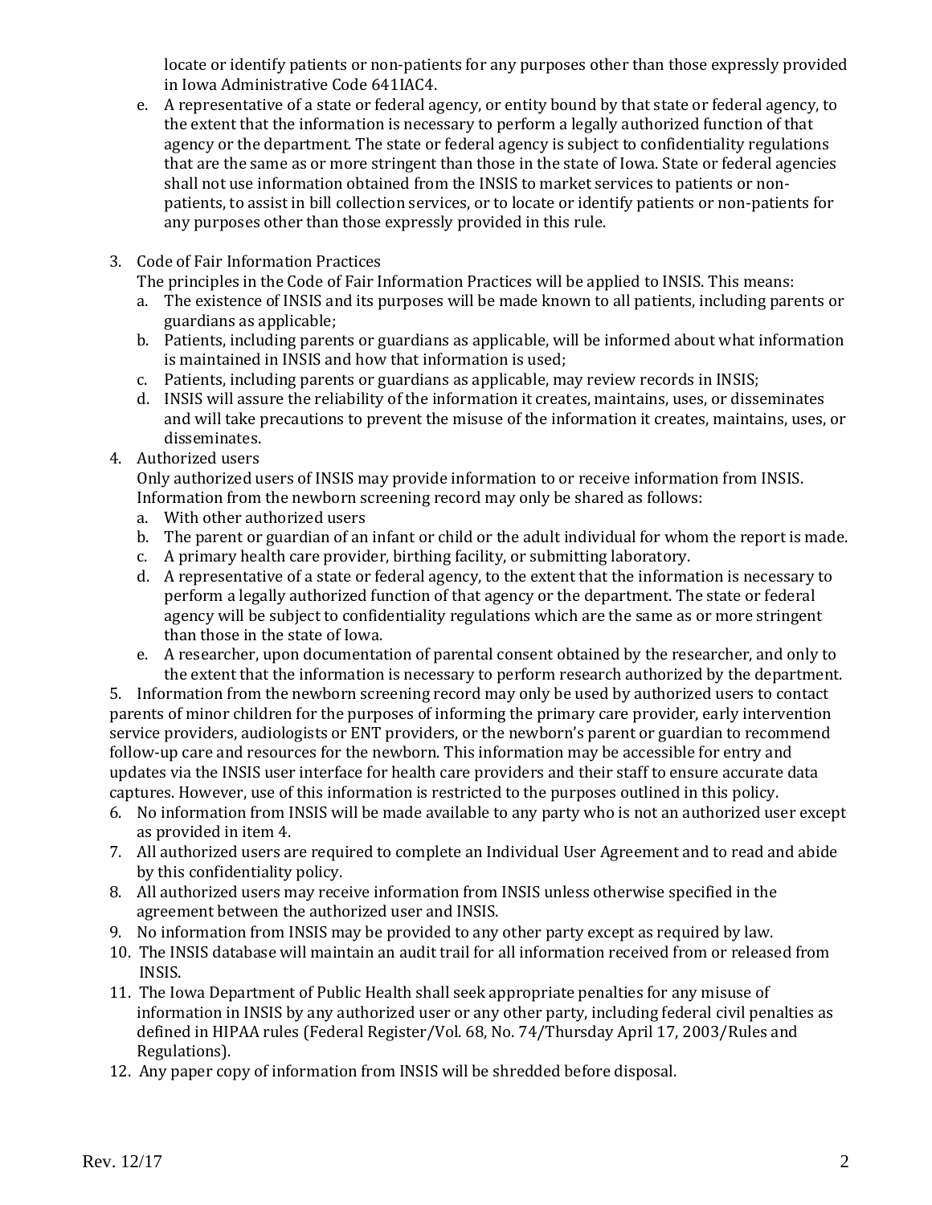locate or identify patients or non-patients for any purposes other than those expressly provided in Iowa Administrative Code 641IAC4.

e. A representative of a state or federal agency, or entity bound by that state or federal agency, to the extent that the information is necessary to perform a legally authorized function of that agency or the department. The state or federal agency is subject to confidentiality regulations that are the same as or more stringent than those in the state of Iowa. State or federal agencies shall not use information obtained from the INSIS to market services to patients or non-patients, to assist in bill collection services, or to locate or identify patients or non-patients for any purposes other than those expressly provided in this rule.

3. Code of Fair Information Practices
   The principles in the Code of Fair Information Practices will be applied to INSIS. This means:
   a. The existence of INSIS and its purposes will be made known to all patients, including parents or guardians as applicable;
   b. Patients, including parents or guardians as applicable, will be informed about what information is maintained in INSIS and how that information is used;
   c. Patients, including parents or guardians as applicable, may review records in INSIS;
   d. INSIS will assure the reliability of the information it creates, maintains, uses, or disseminates and will take precautions to prevent the misuse of the information it creates, maintains, uses, or disseminates.
4. Authorized users
   Only authorized users of INSIS may provide information to or receive information from INSIS. Information from the newborn screening record may only be shared as follows:
   a. With other authorized users
   b. The parent or guardian of an infant or child or the adult individual for whom the report is made.
   c. A primary health care provider, birthing facility, or submitting laboratory.
   d. A representative of a state or federal agency, to the extent that the information is necessary to perform a legally authorized function of that agency or the department. The state or federal agency will be subject to confidentiality regulations which are the same as or more stringent than those in the state of Iowa.
   e. A researcher, upon documentation of parental consent obtained by the researcher, and only to the extent that the information is necessary to perform research authorized by the department.
5. Information from the newborn screening record may only be used by authorized users to contact parents of minor children for the purposes of informing the primary care provider, early intervention service providers, audiologists or ENT providers, or the newborn's parent or guardian to recommend follow-up care and resources for the newborn. This information may be accessible for entry and updates via the INSIS user interface for health care providers and their staff to ensure accurate data captures. However, use of this information is restricted to the purposes outlined in this policy.
6. No information from INSIS will be made available to any party who is not an authorized user except as provided in item 4.
7. All authorized users are required to complete an Individual User Agreement and to read and abide by this confidentiality policy.
8. All authorized users may receive information from INSIS unless otherwise specified in the agreement between the authorized user and INSIS.
9. No information from INSIS may be provided to any other party except as required by law.
10. The INSIS database will maintain an audit trail for all information received from or released from INSIS.
11. The Iowa Department of Public Health shall seek appropriate penalties for any misuse of information in INSIS by any authorized user or any other party, including federal civil penalties as defined in HIPAA rules (Federal Register/Vol. 68, No. 74/Thursday April 17, 2003/Rules and Regulations).
12. Any paper copy of information from INSIS will be shredded before disposal.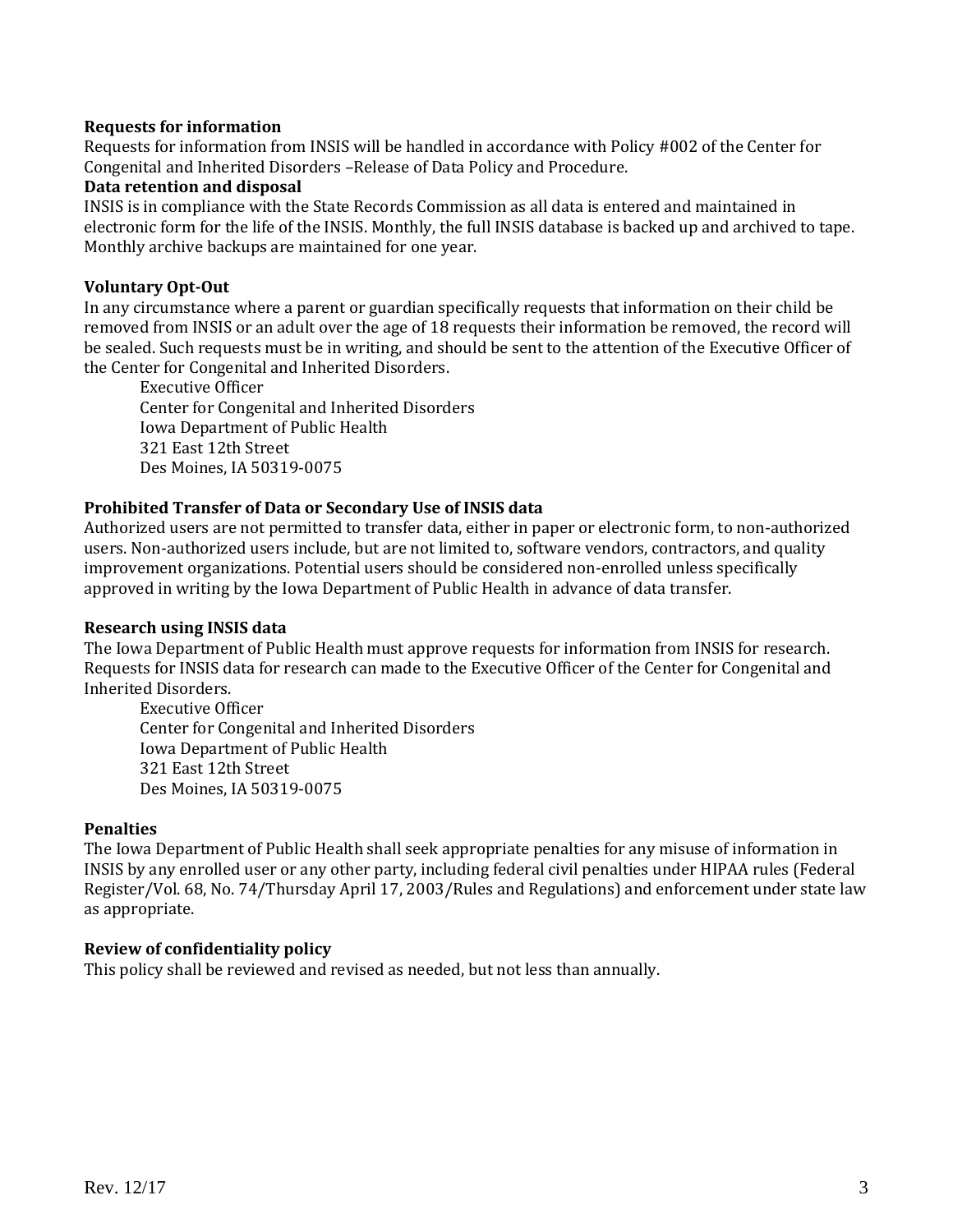**Requests for information**

Requests for information from INSIS will be handled in accordance with Policy #002 of the Center for Congenital and Inherited Disorders –Release of Data Policy and Procedure.

**Data retention and disposal**

INSIS is in compliance with the State Records Commission as all data is entered and maintained in electronic form for the life of the INSIS. Monthly, the full INSIS database is backed up and archived to tape. Monthly archive backups are maintained for one year.

**Voluntary Opt-Out**

In any circumstance where a parent or guardian specifically requests that information on their child be removed from INSIS or an adult over the age of 18 requests their information be removed, the record will be sealed. Such requests must be in writing, and should be sent to the attention of the Executive Officer of the Center for Congenital and Inherited Disorders.

> Executive Officer
> Center for Congenital and Inherited Disorders
> Iowa Department of Public Health
> 321 East 12th Street
> Des Moines, IA 50319-0075

**Prohibited Transfer of Data or Secondary Use of INSIS data**

Authorized users are not permitted to transfer data, either in paper or electronic form, to non-authorized users. Non-authorized users include, but are not limited to, software vendors, contractors, and quality improvement organizations. Potential users should be considered non-enrolled unless specifically approved in writing by the Iowa Department of Public Health in advance of data transfer.

**Research using INSIS data**

The Iowa Department of Public Health must approve requests for information from INSIS for research. Requests for INSIS data for research can made to the Executive Officer of the Center for Congenital and Inherited Disorders.

> Executive Officer
> Center for Congenital and Inherited Disorders
> Iowa Department of Public Health
> 321 East 12th Street
> Des Moines, IA 50319-0075

**Penalties**

The Iowa Department of Public Health shall seek appropriate penalties for any misuse of information in INSIS by any enrolled user or any other party, including federal civil penalties under HIPAA rules (Federal Register/Vol. 68, No. 74/Thursday April 17, 2003/Rules and Regulations) and enforcement under state law as appropriate.

**Review of confidentiality policy**

This policy shall be reviewed and revised as needed, but not less than annually.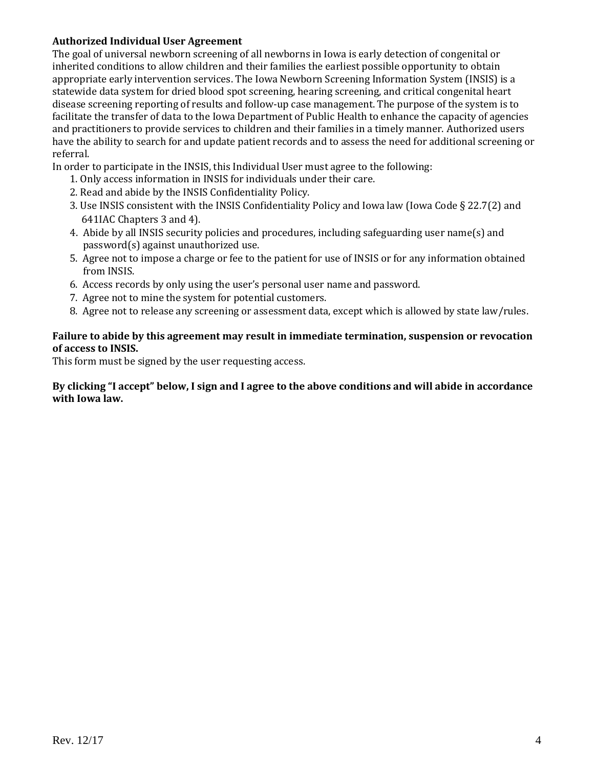**Authorized Individual User Agreement**

The goal of universal newborn screening of all newborns in Iowa is early detection of congenital or inherited conditions to allow children and their families the earliest possible opportunity to obtain appropriate early intervention services. The Iowa Newborn Screening Information System (INSIS) is a statewide data system for dried blood spot screening, hearing screening, and critical congenital heart disease screening reporting of results and follow-up case management. The purpose of the system is to facilitate the transfer of data to the Iowa Department of Public Health to enhance the capacity of agencies and practitioners to provide services to children and their families in a timely manner. Authorized users have the ability to search for and update patient records and to assess the need for additional screening or referral.

In order to participate in the INSIS, this Individual User must agree to the following:

1. Only access information in INSIS for individuals under their care.
2. Read and abide by the INSIS Confidentiality Policy.
3. Use INSIS consistent with the INSIS Confidentiality Policy and Iowa law (Iowa Code § 22.7(2) and 641IAC Chapters 3 and 4).
4. Abide by all INSIS security policies and procedures, including safeguarding user name(s) and password(s) against unauthorized use.
5. Agree not to impose a charge or fee to the patient for use of INSIS or for any information obtained from INSIS.
6. Access records by only using the user's personal user name and password.
7. Agree not to mine the system for potential customers.
8. Agree not to release any screening or assessment data, except which is allowed by state law/rules.

**Failure to abide by this agreement may result in immediate termination, suspension or revocation of access to INSIS.**

This form must be signed by the user requesting access.

**By clicking "I accept" below, I sign and I agree to the above conditions and will abide in accordance with Iowa law.**

Rev. 12/17